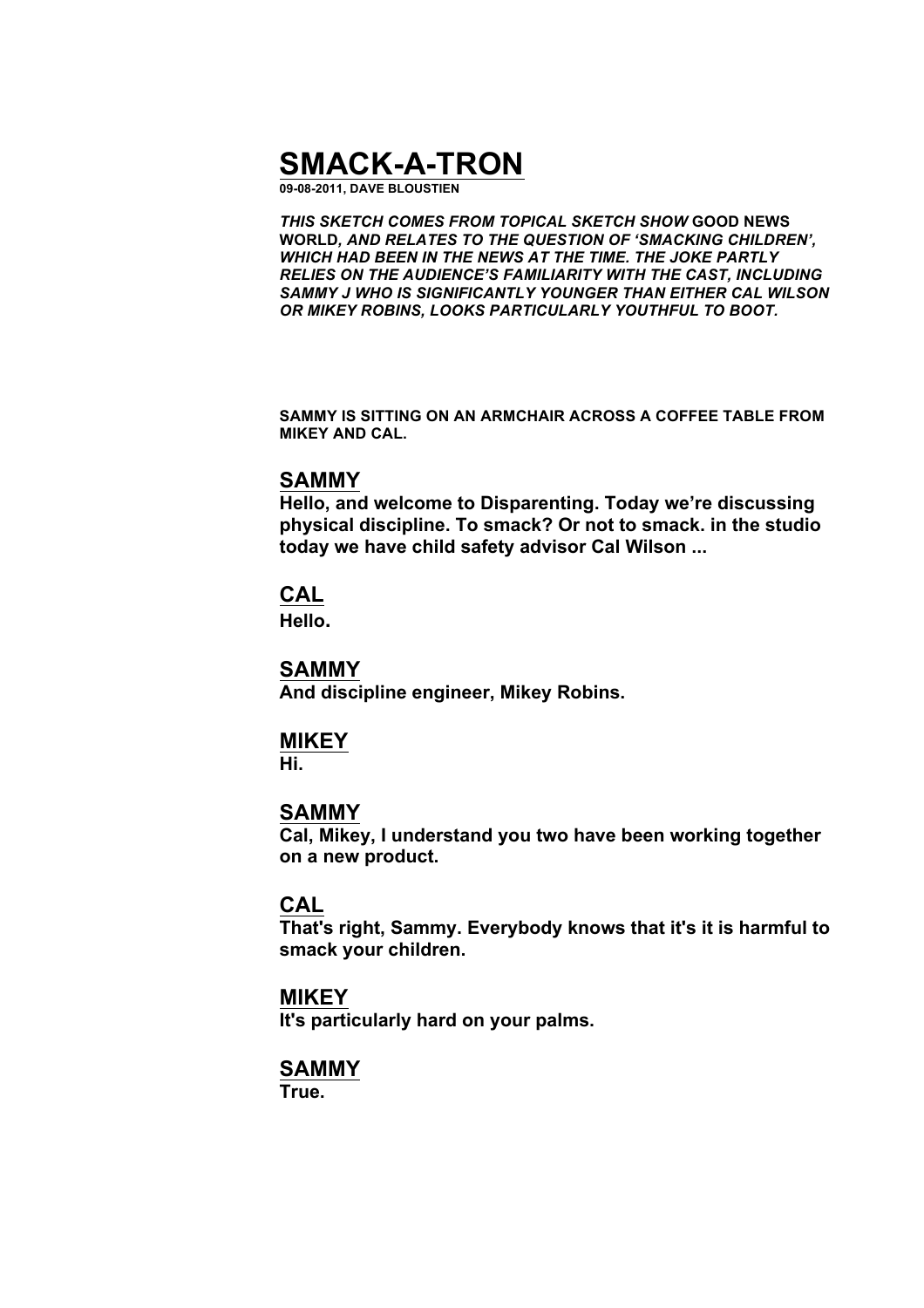# SMACK-A-TRON

**09-08-2011, DAVE BLOUSTIEN**

***THIS SKETCH COMES FROM TOPICAL SKETCH SHOW* GOOD NEWS WORLD*, AND RELATES TO THE QUESTION OF 'SMACKING CHILDREN', WHICH HAD BEEN IN THE NEWS AT THE TIME. THE JOKE PARTLY RELIES ON THE AUDIENCE'S FAMILIARITY WITH THE CAST, INCLUDING SAMMY J WHO IS SIGNIFICANTLY YOUNGER THAN EITHER CAL WILSON OR MIKEY ROBINS, LOOKS PARTICULARLY YOUTHFUL TO BOOT.***

**SAMMY IS SITTING ON AN ARMCHAIR ACROSS A COFFEE TABLE FROM MIKEY AND CAL.**

## SAMMY

**Hello, and welcome to Disparenting. Today we're discussing physical discipline. To smack? Or not to smack. in the studio today we have child safety advisor Cal Wilson ...**

## CAL

**Hello.**

## SAMMY

**And discipline engineer, Mikey Robins.**

## MIKEY

**Hi.**

## SAMMY

**Cal, Mikey, I understand you two have been working together on a new product.**

## CAL

**That's right, Sammy. Everybody knows that it's it is harmful to smack your children.**

## MIKEY

**It's particularly hard on your palms.**

## SAMMY

**True.**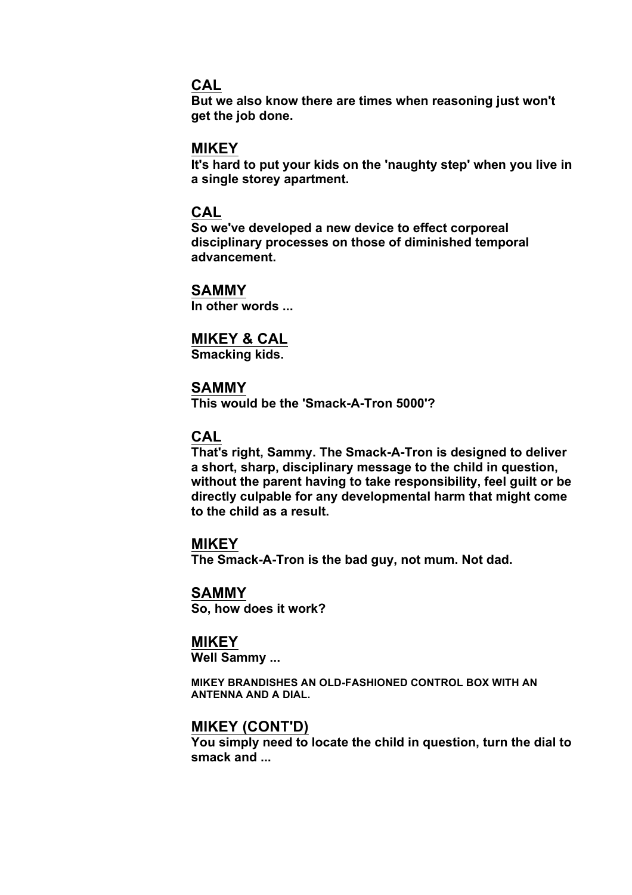**CAL**
**But we also know there are times when reasoning just won't get the job done.**

**MIKEY**
**It's hard to put your kids on the 'naughty step' when you live in a single storey apartment.**

**CAL**
**So we've developed a new device to effect corporeal disciplinary processes on those of diminished temporal advancement.**

**SAMMY**
**In other words ...**

**MIKEY & CAL**
**Smacking kids.**

**SAMMY**
**This would be the 'Smack-A-Tron 5000'?**

**CAL**
**That's right, Sammy. The Smack-A-Tron is designed to deliver a short, sharp, disciplinary message to the child in question, without the parent having to take responsibility, feel guilt or be directly culpable for any developmental harm that might come to the child as a result.**

**MIKEY**
**The Smack-A-Tron is the bad guy, not mum. Not dad.**

**SAMMY**
**So, how does it work?**

**MIKEY**
**Well Sammy ...**

**MIKEY BRANDISHES AN OLD-FASHIONED CONTROL BOX WITH AN ANTENNA AND A DIAL.**

**MIKEY (CONT'D)**
**You simply need to locate the child in question, turn the dial to smack and ...**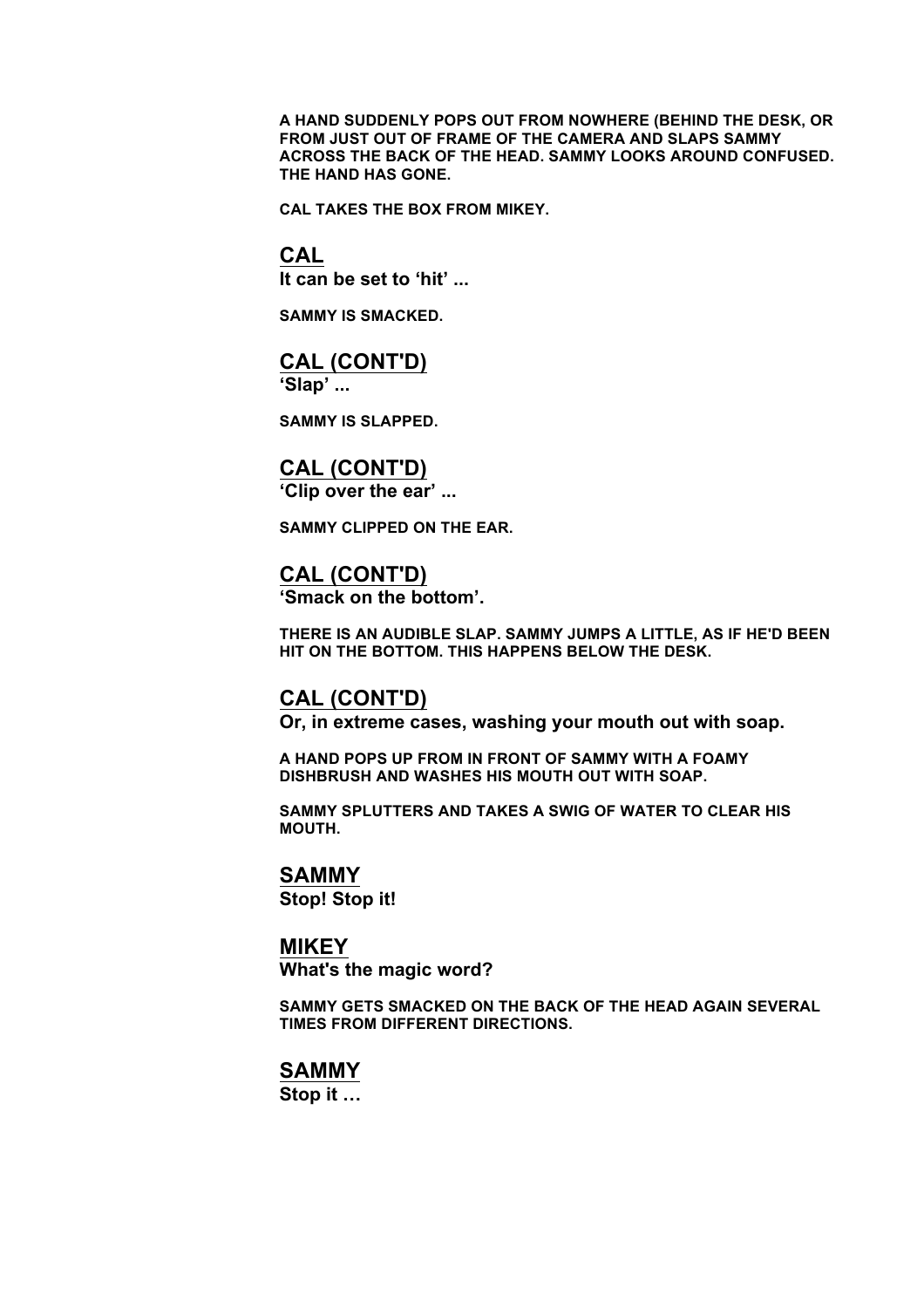**A HAND SUDDENLY POPS OUT FROM NOWHERE (BEHIND THE DESK, OR FROM JUST OUT OF FRAME OF THE CAMERA AND SLAPS SAMMY ACROSS THE BACK OF THE HEAD. SAMMY LOOKS AROUND CONFUSED. THE HAND HAS GONE.**

**CAL TAKES THE BOX FROM MIKEY.**

**<u>CAL</u>**
**It can be set to 'hit' ...**

**SAMMY IS SMACKED.**

**<u>CAL (CONT'D)</u>**
**'Slap' ...**

**SAMMY IS SLAPPED.**

**<u>CAL (CONT'D)</u>**
**'Clip over the ear' ...**

**SAMMY CLIPPED ON THE EAR.**

**<u>CAL (CONT'D)</u>**
**'Smack on the bottom'.**

**THERE IS AN AUDIBLE SLAP. SAMMY JUMPS A LITTLE, AS IF HE'D BEEN HIT ON THE BOTTOM. THIS HAPPENS BELOW THE DESK.**

**<u>CAL (CONT'D)</u>**
**Or, in extreme cases, washing your mouth out with soap.**

**A HAND POPS UP FROM IN FRONT OF SAMMY WITH A FOAMY DISHBRUSH AND WASHES HIS MOUTH OUT WITH SOAP.**

**SAMMY SPLUTTERS AND TAKES A SWIG OF WATER TO CLEAR HIS MOUTH.**

**<u>SAMMY</u>**
**Stop! Stop it!**

**<u>MIKEY</u>**
**What's the magic word?**

**SAMMY GETS SMACKED ON THE BACK OF THE HEAD AGAIN SEVERAL TIMES FROM DIFFERENT DIRECTIONS.**

**<u>SAMMY</u>**
**Stop it …**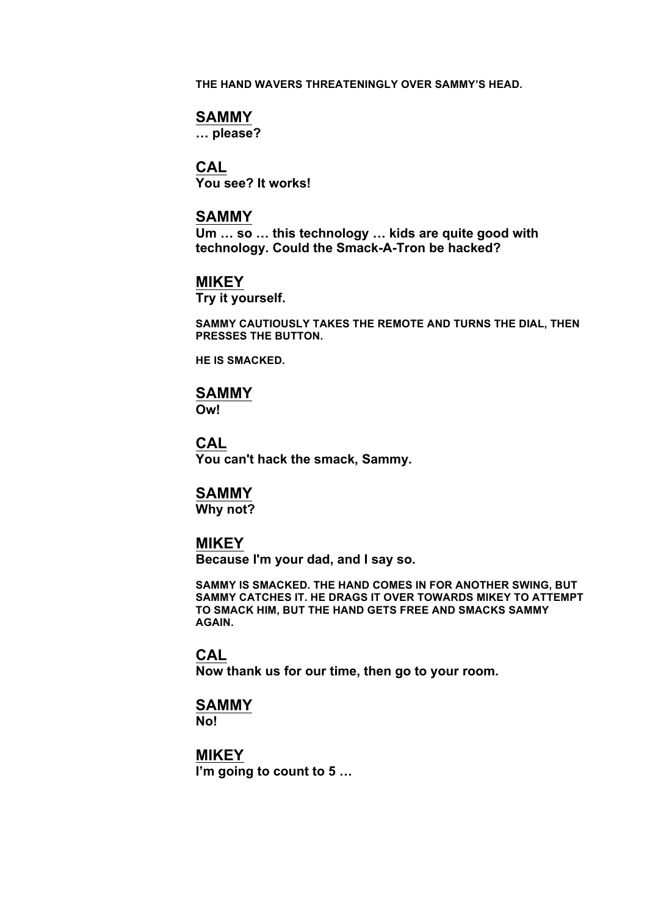**THE HAND WAVERS THREATENINGLY OVER SAMMY'S HEAD.**

**SAMMY**
**… please?**

**CAL**
**You see? It works!**

**SAMMY**
**Um … so … this technology … kids are quite good with technology. Could the Smack-A-Tron be hacked?**

**MIKEY**
**Try it yourself.**

**SAMMY CAUTIOUSLY TAKES THE REMOTE AND TURNS THE DIAL, THEN PRESSES THE BUTTON.**

**HE IS SMACKED.**

**SAMMY**
**Ow!**

**CAL**
**You can't hack the smack, Sammy.**

**SAMMY**
**Why not?**

**MIKEY**
**Because I'm your dad, and I say so.**

**SAMMY IS SMACKED. THE HAND COMES IN FOR ANOTHER SWING, BUT SAMMY CATCHES IT. HE DRAGS IT OVER TOWARDS MIKEY TO ATTEMPT TO SMACK HIM, BUT THE HAND GETS FREE AND SMACKS SAMMY AGAIN.**

**CAL**
**Now thank us for our time, then go to your room.**

**SAMMY**
**No!**

**MIKEY**
**I'm going to count to 5 …**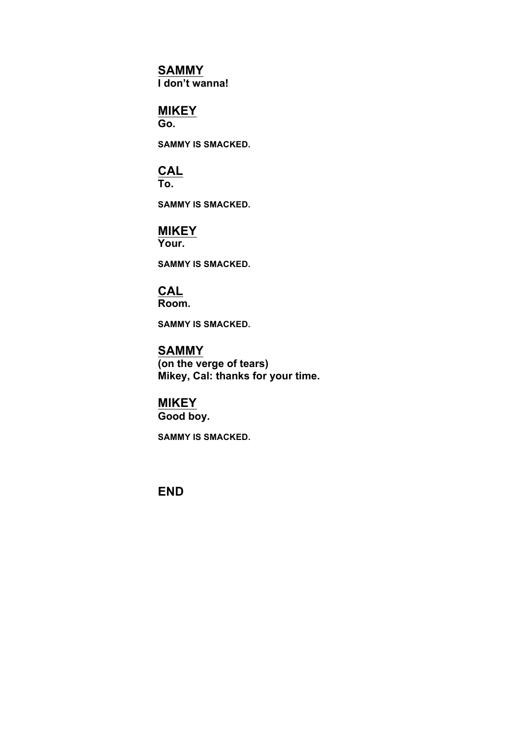**<u>SAMMY</u>**
**I don't wanna!**

**<u>MIKEY</u>**
**Go.**

**SAMMY IS SMACKED.**

**<u>CAL</u>**
**To.**

**SAMMY IS SMACKED.**

**<u>MIKEY</u>**
**Your.**

**SAMMY IS SMACKED.**

**<u>CAL</u>**
**Room.**

**SAMMY IS SMACKED.**

**<u>SAMMY</u>**
**(on the verge of tears)**
**Mikey, Cal: thanks for your time.**

**<u>MIKEY</u>**
**Good boy.**

**SAMMY IS SMACKED.**

**END**